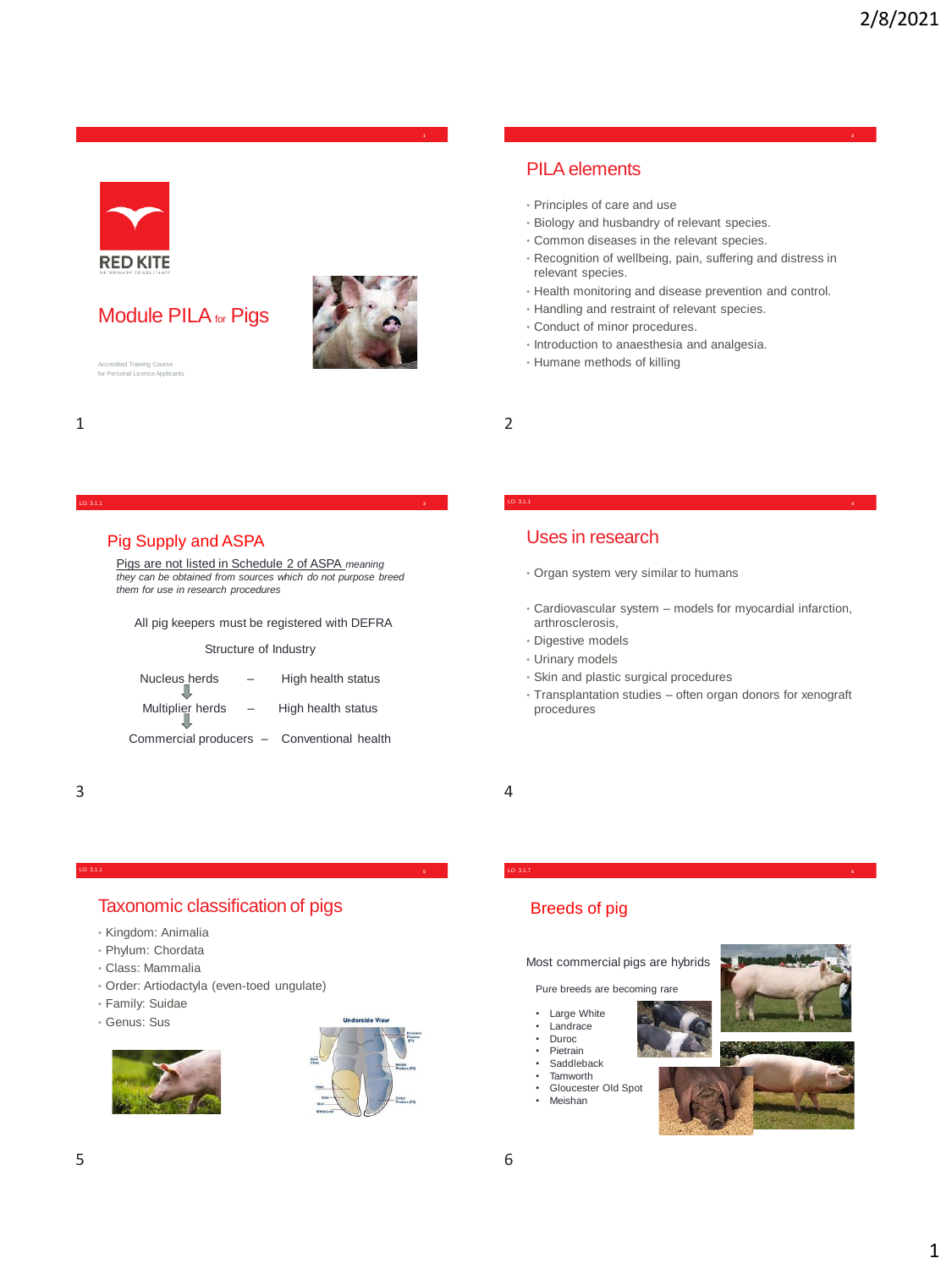RED KITE

VETERINARY CONSULTANTS

# Module PILA for Pigs

Accredited Training Course
for Personal Licence Applicants

## PILA elements

- Principles of care and use
- Biology and husbandry of relevant species.
- Common diseases in the relevant species.
- Recognition of wellbeing, pain, suffering and distress in relevant species.
- Health monitoring and disease prevention and control.
- Handling and restraint of relevant species.
- Conduct of minor procedures.
- Introduction to anaesthesia and analgesia.
- Humane methods of killing

LO: 3.1.1

## Pig Supply and ASPA

Pigs are not listed in Schedule 2 of ASPA *meaning they can be obtained from sources which do not purpose breed them for use in research procedures*

All pig keepers must be registered with DEFRA

Structure of Industry

Nucleus herds – High health status
↓
Multiplier herds – High health status
↓
Commercial producers – Conventional health

LO: 3.1.1

## Uses in research

- Organ system very similar to humans
- Cardiovascular system – models for myocardial infarction, arthrosclerosis,
- Digestive models
- Urinary models
- Skin and plastic surgical procedures
- Transplantation studies – often organ donors for xenograft procedures

LO: 3.1.1

## Taxonomic classification of pigs

- Kingdom: Animalia
- Phylum: Chordata
- Class: Mammalia
- Order: Artiodactyla (even-toed ungulate)
- Family: Suidae
- Genus: Sus

Underside View

LO: 3.1.7

## Breeds of pig

Most commercial pigs are hybrids

Pure breeds are becoming rare

- Large White
- Landrace
- Duroc
- Pietrain
- Saddleback
- Tamworth
- Gloucester Old Spot
- Meishan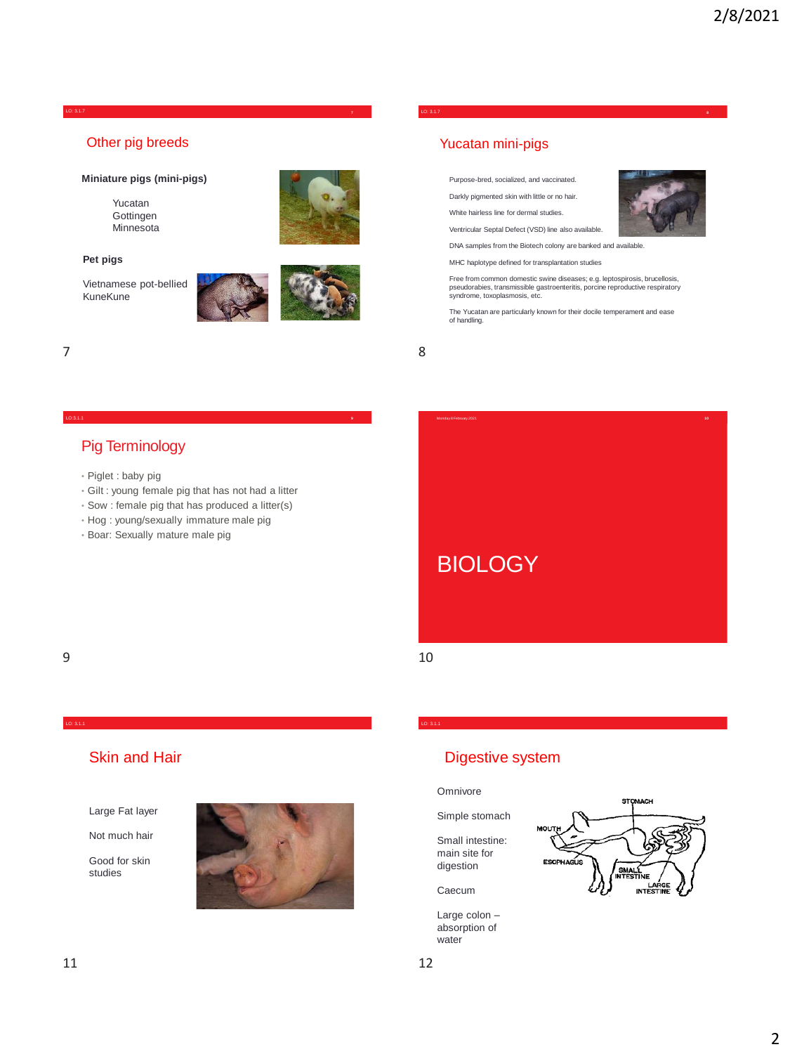## Other pig breeds

**Miniature pigs (mini-pigs)**

Yucatan
Gottingen
Minnesota

**Pet pigs**

Vietnamese pot-bellied
KuneKune

## Yucatan mini-pigs

Purpose-bred, socialized, and vaccinated.

Darkly pigmented skin with little or no hair.

White hairless line for dermal studies.

Ventricular Septal Defect (VSD) line also available.

DNA samples from the Biotech colony are banked and available.

MHC haplotype defined for transplantation studies

Free from common domestic swine diseases; e.g. leptospirosis, brucellosis, pseudorabies, transmissible gastroenteritis, porcine reproductive respiratory syndrome, toxoplasmosis, etc.

The Yucatan are particularly known for their docile temperament and ease of handling.

## Pig Terminology

- Piglet : baby pig
- Gilt : young female pig that has not had a litter
- Sow : female pig that has produced a litter(s)
- Hog : young/sexually immature male pig
- Boar: Sexually mature male pig

# BIOLOGY

## Skin and Hair

Large Fat layer

Not much hair

Good for skin studies

## Digestive system

Omnivore

Simple stomach

Small intestine: main site for digestion

Caecum

Large colon – absorption of water

STOMACH
MOUTH
ESOPHAGUS
SMALL INTESTINE
LARGE INTESTINE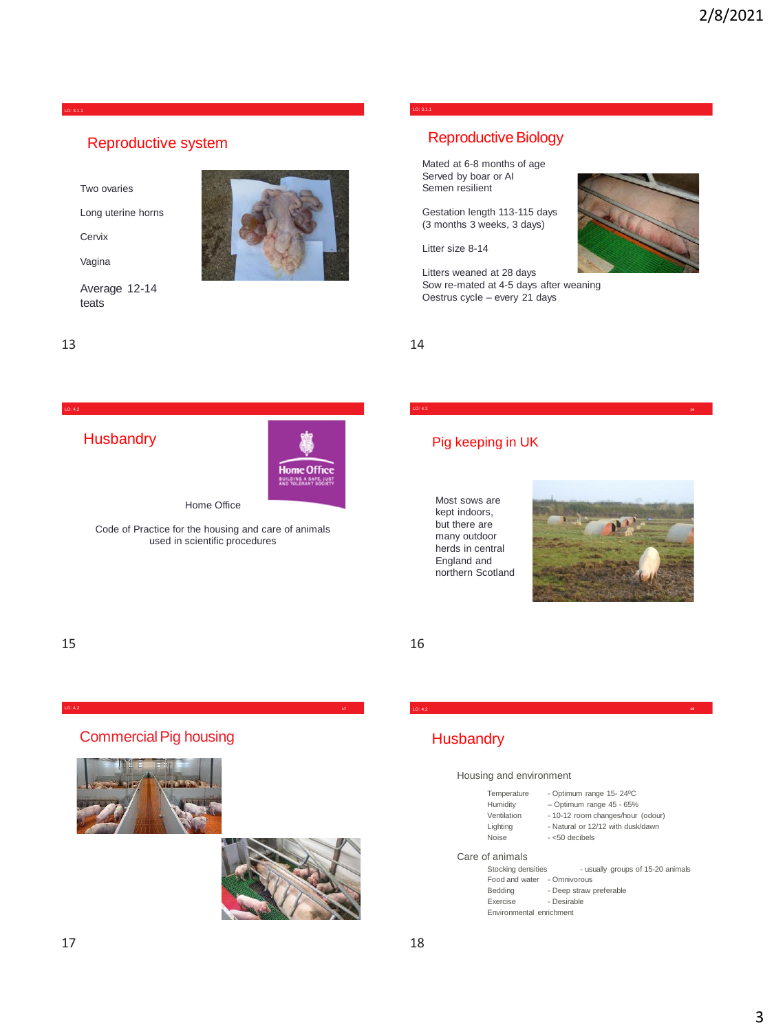## Reproductive system

Two ovaries

Long uterine horns

Cervix

Vagina

Average 12-14 teats

## Reproductive Biology

Mated at 6-8 months of age
Served by boar or AI
Semen resilient

Gestation length 113-115 days
(3 months 3 weeks, 3 days)

Litter size 8-14

Litters weaned at 28 days
Sow re-mated at 4-5 days after weaning
Oestrus cycle – every 21 days

## Husbandry

Home Office

Code of Practice for the housing and care of animals used in scientific procedures

## Pig keeping in UK

Most sows are kept indoors, but there are many outdoor herds in central England and northern Scotland

## Commercial Pig housing

## Husbandry

Housing and environment

| | |
|---|---|
| Temperature | - Optimum range 15- 24ºC |
| Humidity | – Optimum range 45 - 65% |
| Ventilation | - 10-12 room changes/hour (odour) |
| Lighting | - Natural or 12/12 with dusk/dawn |
| Noise | - <50 decibels |

Care of animals

| | |
|---|---|
| Stocking densities | - usually groups of 15-20 animals |
| Food and water | - Omnivorous |
| Bedding | - Deep straw preferable |
| Exercise | - Desirable |
| Environmental enrichment | |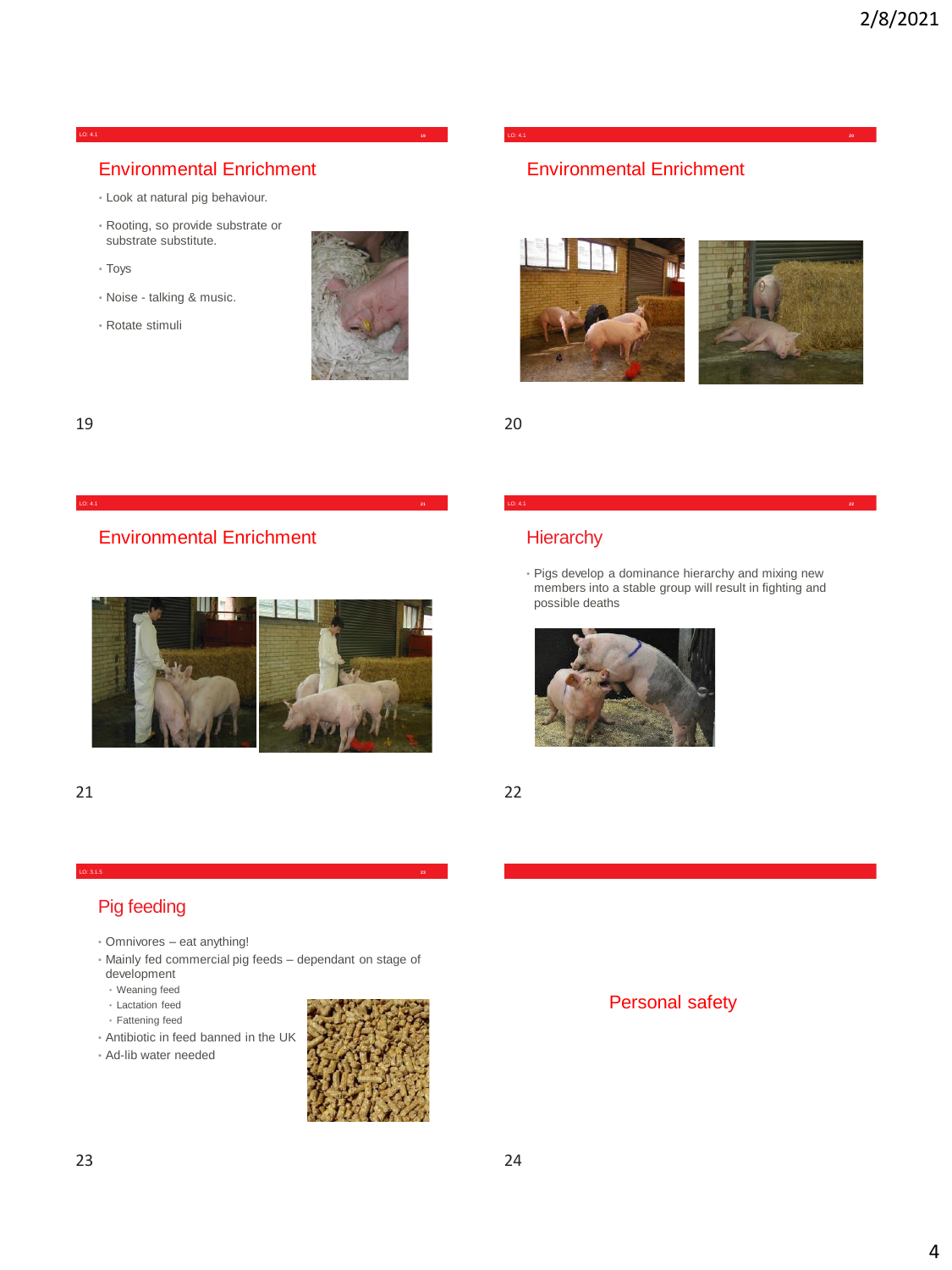## Environmental Enrichment

- Look at natural pig behaviour.
- Rooting, so provide substrate or substrate substitute.
- Toys
- Noise - talking & music.
- Rotate stimuli

## Environmental Enrichment

## Environmental Enrichment

## Hierarchy

- Pigs develop a dominance hierarchy and mixing new members into a stable group will result in fighting and possible deaths

## Pig feeding

- Omnivores – eat anything!
- Mainly fed commercial pig feeds – dependant on stage of development
  - Weaning feed
  - Lactation feed
  - Fattening feed
- Antibiotic in feed banned in the UK
- Ad-lib water needed

## Personal safety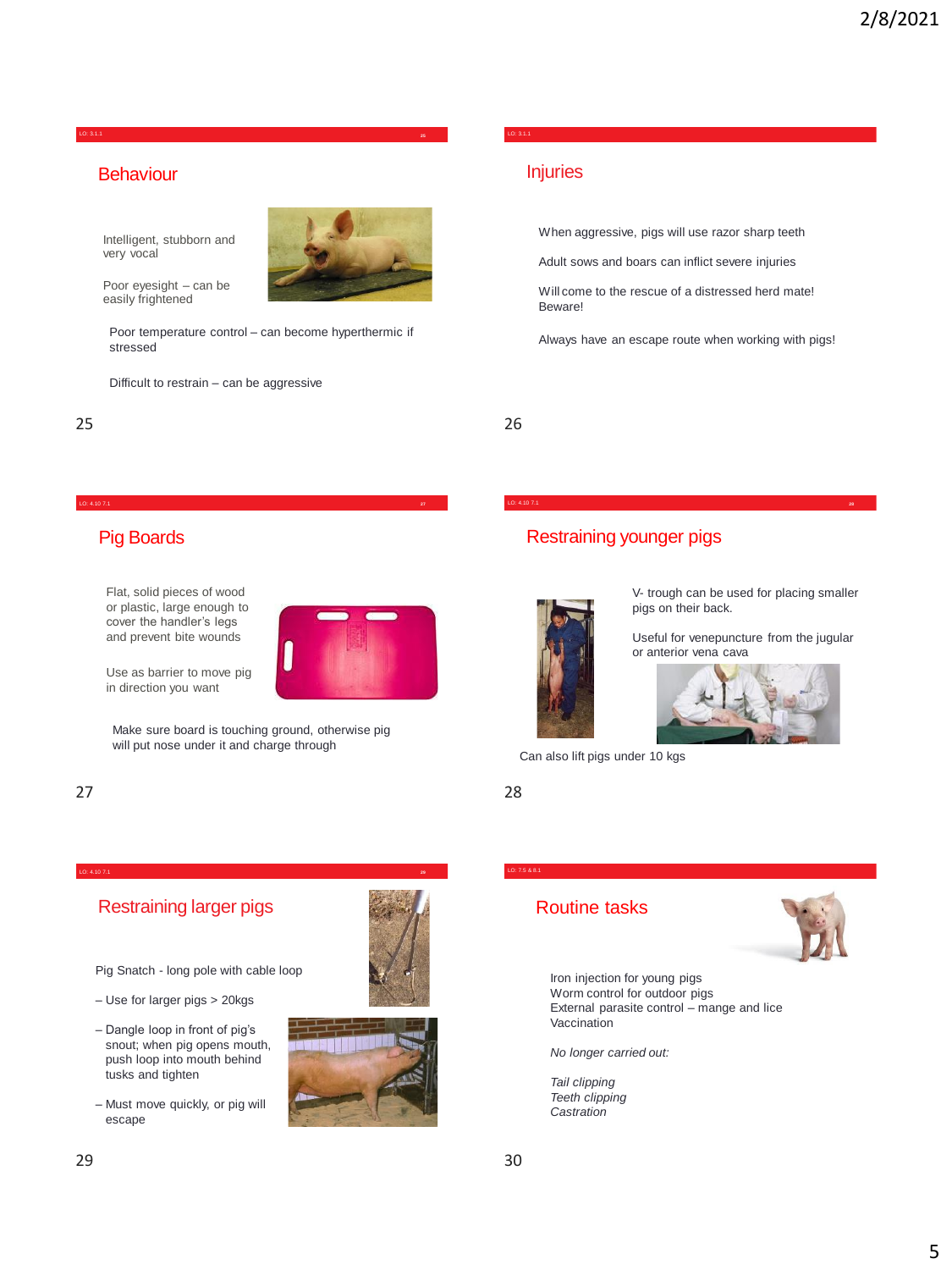## Behaviour

Intelligent, stubborn and very vocal

Poor eyesight – can be easily frightened

Poor temperature control – can become hyperthermic if stressed

Difficult to restrain – can be aggressive

## Injuries

When aggressive, pigs will use razor sharp teeth

Adult sows and boars can inflict severe injuries

Will come to the rescue of a distressed herd mate! Beware!

Always have an escape route when working with pigs!

## Pig Boards

Flat, solid pieces of wood or plastic, large enough to cover the handler's legs and prevent bite wounds

Use as barrier to move pig in direction you want

Make sure board is touching ground, otherwise pig will put nose under it and charge through

## Restraining younger pigs

V- trough can be used for placing smaller pigs on their back.

Useful for venepuncture from the jugular or anterior vena cava

Can also lift pigs under 10 kgs

## Restraining larger pigs

Pig Snatch - long pole with cable loop

– Use for larger pigs > 20kgs

– Dangle loop in front of pig's snout; when pig opens mouth, push loop into mouth behind tusks and tighten

– Must move quickly, or pig will escape

## Routine tasks

Iron injection for young pigs
Worm control for outdoor pigs
External parasite control – mange and lice
Vaccination

*No longer carried out:*

*Tail clipping*
*Teeth clipping*
*Castration*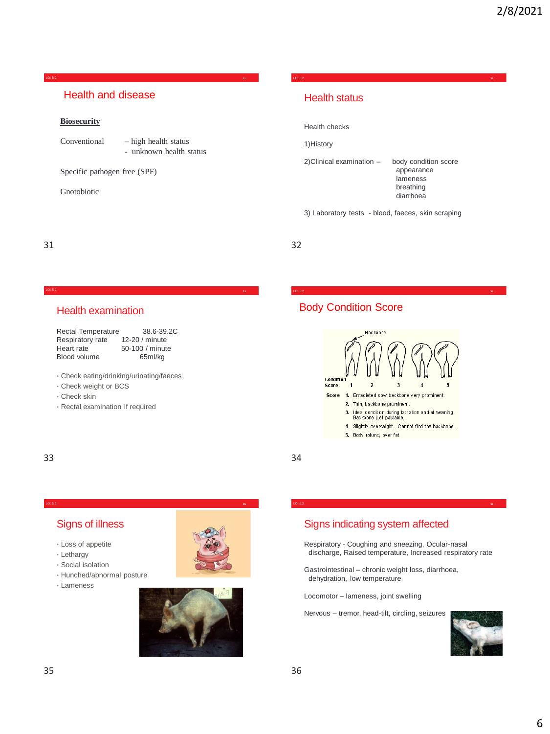## Health and disease

**Biosecurity**

Conventional – high health status
- unknown health status

Specific pathogen free (SPF)

Gnotobiotic

## Health status

Health checks

1) History

2) Clinical examination – body condition score
   appearance
   lameness
   breathing
   diarrhoea

3) Laboratory tests - blood, faeces, skin scraping

## Health examination

| | |
|---|---|
| Rectal Temperature | 38.6-39.2C |
| Respiratory rate | 12-20 / minute |
| Heart rate | 50-100 / minute |
| Blood volume | 65ml/kg |

- Check eating/drinking/urinating/faeces
- Check weight or BCS
- Check skin
- Rectal examination if required

## Body Condition Score

Backbone

Condition Score 1 2 3 4 5

Score
1. Emaciated sow, backbone very prominent.
2. Thin, backbone prominent.
3. Ideal condition during lactation and at weaning. Backbone just palpable.
4. Slightly overweight. Cannot find the backbone.
5. Body rotund, over fat

## Signs of illness

- Loss of appetite
- Lethargy
- Social isolation
- Hunched/abnormal posture
- Lameness

## Signs indicating system affected

Respiratory - Coughing and sneezing, Ocular-nasal discharge, Raised temperature, Increased respiratory rate

Gastrointestinal – chronic weight loss, diarrhoea, dehydration, low temperature

Locomotor – lameness, joint swelling

Nervous – tremor, head-tilt, circling, seizures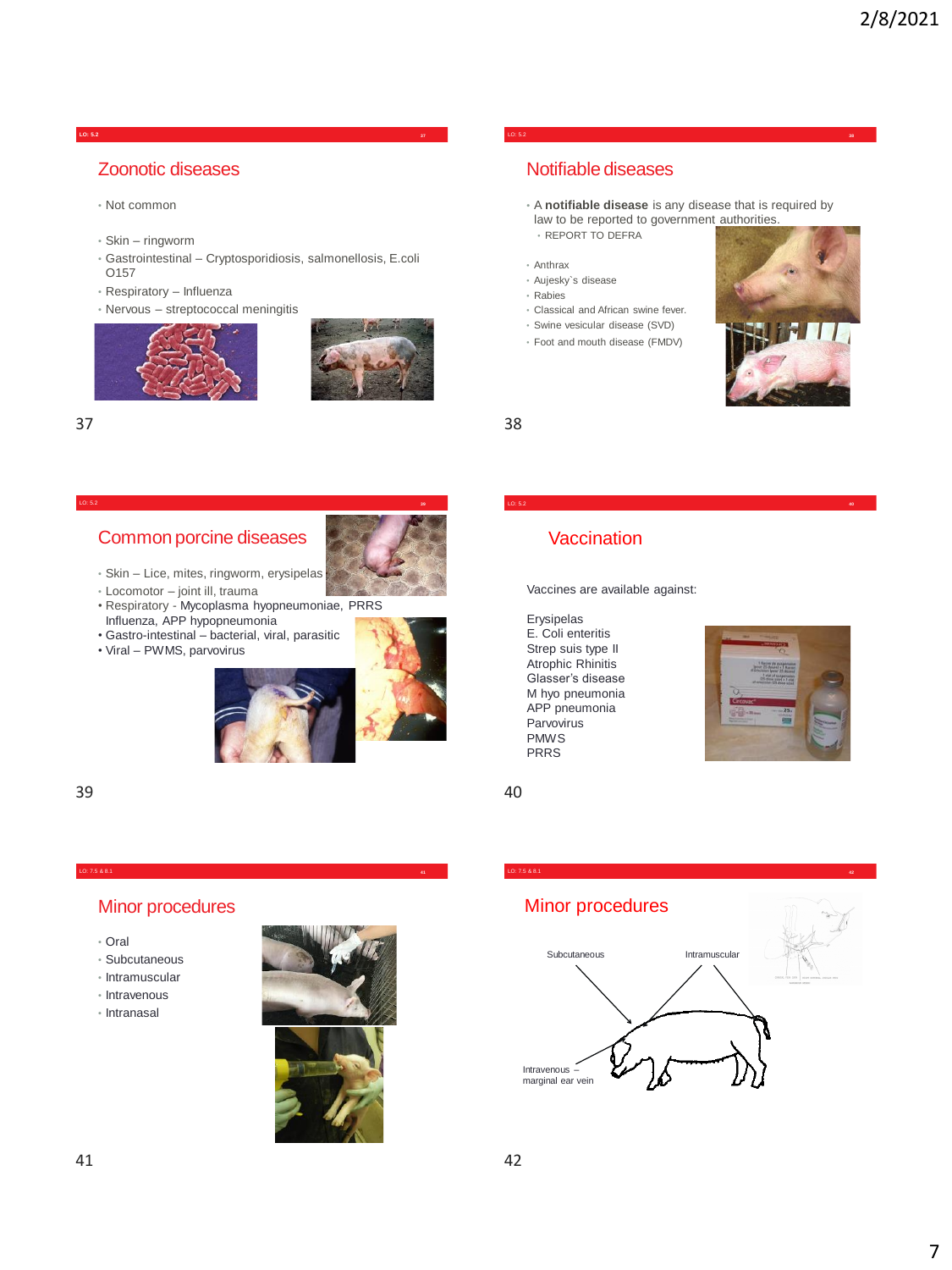## Zoonotic diseases

- Not common
- Skin – ringworm
- Gastrointestinal – Cryptosporidiosis, salmonellosis, E.coli O157
- Respiratory – Influenza
- Nervous – streptococcal meningitis

## Notifiable diseases

- A **notifiable disease** is any disease that is required by law to be reported to government authorities.
  - REPORT TO DEFRA
- Anthrax
- Aujesky`s disease
- Rabies
- Classical and African swine fever.
- Swine vesicular disease (SVD)
- Foot and mouth disease (FMDV)

## Common porcine diseases

- Skin – Lice, mites, ringworm, erysipelas
- Locomotor – joint ill, trauma
- Respiratory - Mycoplasma hypneumoniae, PRRS Influenza, APP hypopneumonia
- Gastro-intestinal – bacterial, viral, parasitic
- Viral – PWMS, parvovirus

## Vaccination

Vaccines are available against:

Erysipelas
E. Coli enteritis
Strep suis type II
Atrophic Rhinitis
Glasser's disease
M hyo pneumonia
APP pneumonia
Parvovirus
PMWS
PRRS

## Minor procedures

- Oral
- Subcutaneous
- Intramuscular
- Intravenous
- Intranasal

## Minor procedures

Subcutaneous

Intramuscular

Intravenous – marginal ear vein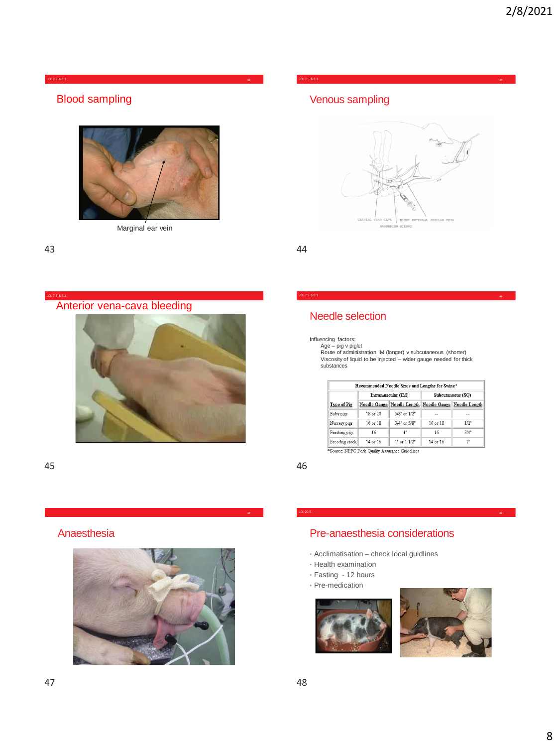## Blood sampling

Marginal ear vein

## Venous sampling

CRANIAL VENA CAVA RIGHT EXTERNAL JUGULAR VEIN

MANUBRIUM STERNI

## Anterior vena-cava bleeding

## Needle selection

Influencing factors:

- Age – pig v piglet
- Route of administration IM (longer) v subcutaneous (shorter)
- Viscosity of liquid to be injected – wider gauge needed for thick substances

Recommended Needle Sizes and Lengths for Swine*

| | Intramuscular (IM) | | Subcutaneous (SQ) | |
|---|---|---|---|---|
| Type of Pig | Needle Gauge | Needle Length | Needle Gauge | Needle Length |
| Baby pigs | 18 or 20 | 5/8" or 1/2" | -- | -- |
| Nursery pigs | 16 or 18 | 3/4" or 5/8" | 16 or 18 | 1/2" |
| Finishing pigs | 16 | 1" | 16 | 3/4" |
| Breeding stock | 14 or 16 | 1" or 1 1/2" | 14 or 16 | 1" |

*Source: NPPC Pork Quality Assurance Guidelines

## Anaesthesia

## Pre-anaesthesia considerations

- Acclimatisation – check local guidlines
- Health examination
- Fasting - 12 hours
- Pre-medication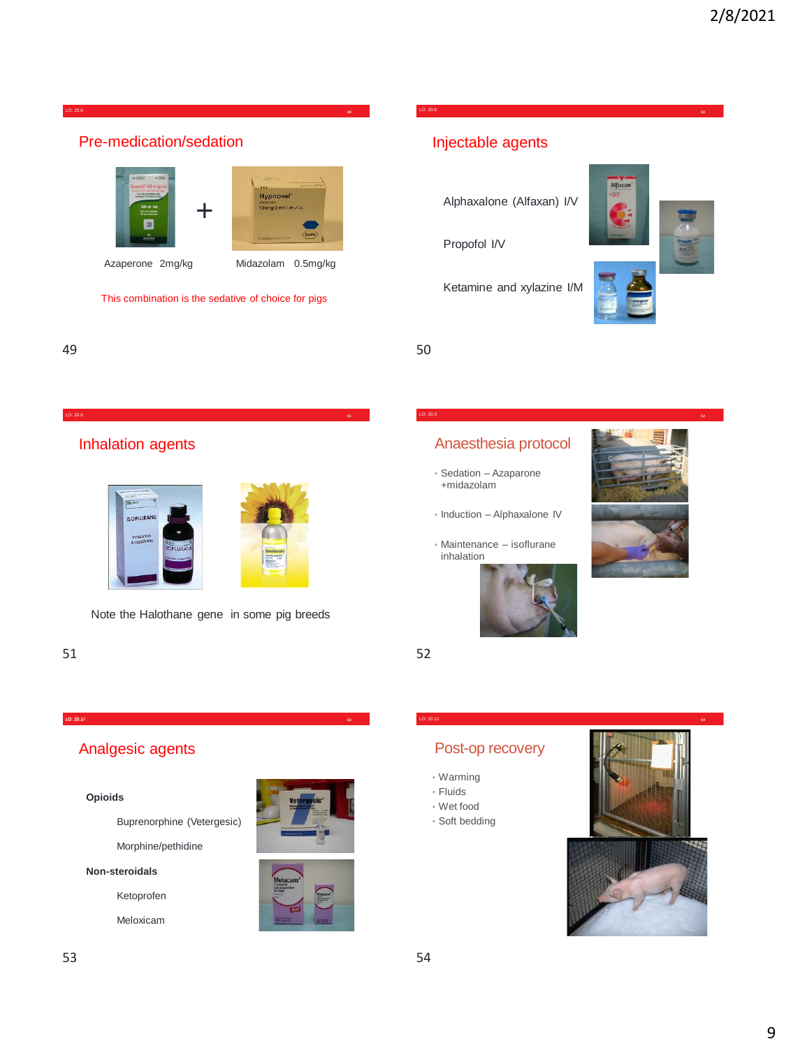## Pre-medication/sedation

Azaperone 2mg/kg + Midazolam 0.5mg/kg

This combination is the sedative of choice for pigs

## Injectable agents

Alphaxalone (Alfaxan) I/V

Propofol I/V

Ketamine and xylazine I/M

## Inhalation agents

Note the Halothane gene in some pig breeds

## Anaesthesia protocol

- Sedation – Azaparone +midazolam
- Induction – Alphaxalone IV
- Maintenance – isoflurane inhalation

## Analgesic agents

**Opioids**

Buprenorphine (Vetergesic)

Morphine/pethidine

**Non-steroidals**

Ketoprofen

Meloxicam

## Post-op recovery

- Warming
- Fluids
- Wet food
- Soft bedding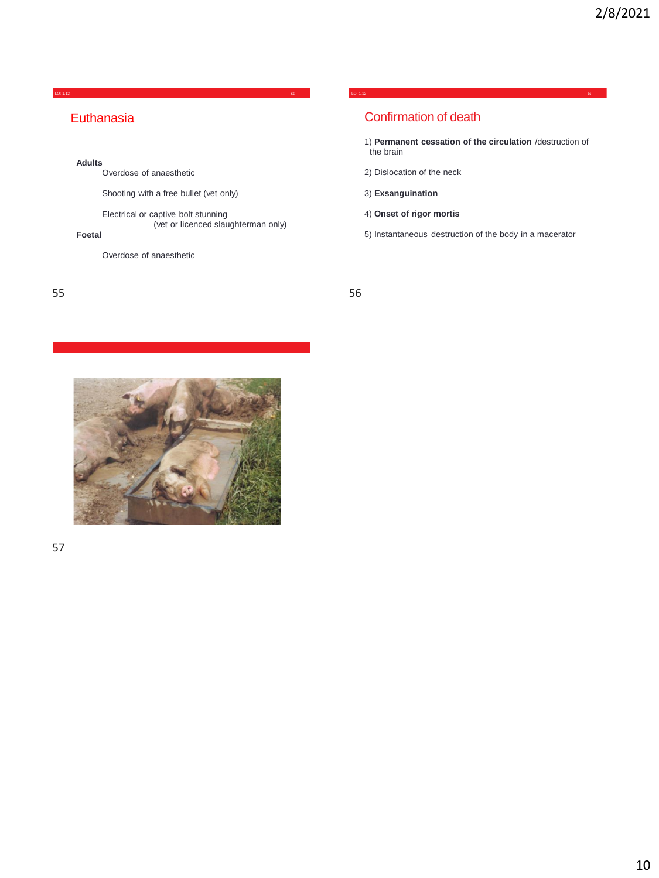## Euthanasia

**Adults**

Overdose of anaesthetic

Shooting with a free bullet (vet only)

Electrical or captive bolt stunning
(vet or licenced slaughterman only)

**Foetal**

Overdose of anaesthetic

## Confirmation of death

1) **Permanent cessation of the circulation** /destruction of the brain

2) Dislocation of the neck

3) **Exsanguination**

4) **Onset of rigor mortis**

5) Instantaneous destruction of the body in a macerator